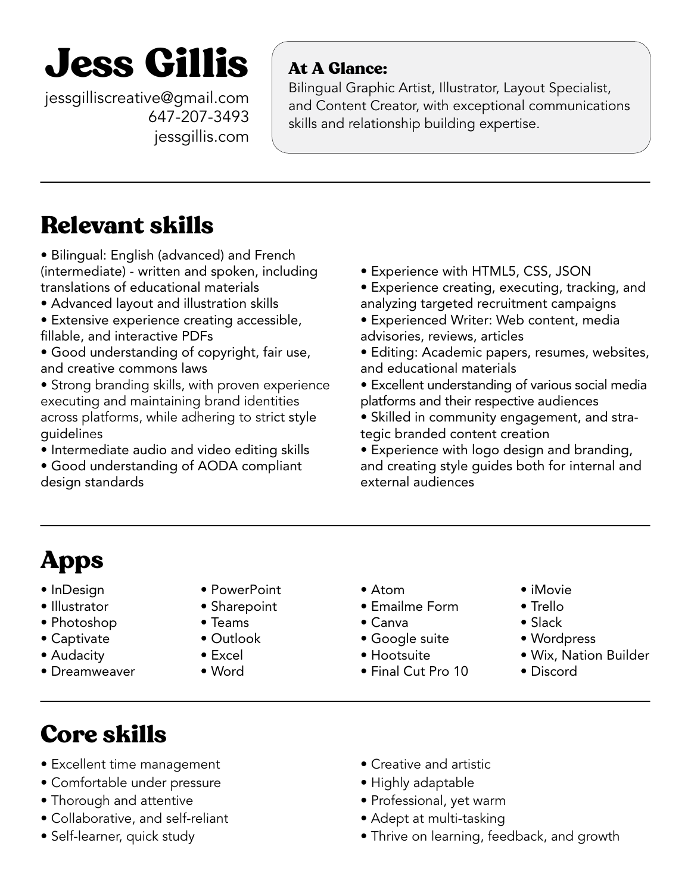# Jess Gillis

jessgilliscreative@gmail.com
647-207-3493
jessgillis.com

**At A Glance:**
Bilingual Graphic Artist, Illustrator, Layout Specialist, and Content Creator, with exceptional communications skills and relationship building expertise.

---

## Relevant skills

- Bilingual: English (advanced) and French (intermediate) - written and spoken, including translations of educational materials
- Advanced layout and illustration skills
- Extensive experience creating accessible, fillable, and interactive PDFs
- Good understanding of copyright, fair use, and creative commons laws
- Strong branding skills, with proven experience executing and maintaining brand identities across platforms, while adhering to strict style guidelines
- Intermediate audio and video editing skills
- Good understanding of AODA compliant design standards
- Experience with HTML5, CSS, JSON
- Experience creating, executing, tracking, and analyzing targeted recruitment campaigns
- Experienced Writer: Web content, media advisories, reviews, articles
- Editing: Academic papers, resumes, websites, and educational materials
- Excellent understanding of various social media platforms and their respective audiences
- Skilled in community engagement, and strategic branded content creation
- Experience with logo design and branding, and creating style guides both for internal and external audiences

---

## Apps

- InDesign
- Illustrator
- Photoshop
- Captivate
- Audacity
- Dreamweaver
- PowerPoint
- Sharepoint
- Teams
- Outlook
- Excel
- Word
- Atom
- Emailme Form
- Canva
- Google suite
- Hootsuite
- Final Cut Pro 10
- iMovie
- Trello
- Slack
- Wordpress
- Wix, Nation Builder
- Discord

---

## Core skills

- Excellent time management
- Comfortable under pressure
- Thorough and attentive
- Collaborative, and self-reliant
- Self-learner, quick study
- Creative and artistic
- Highly adaptable
- Professional, yet warm
- Adept at multi-tasking
- Thrive on learning, feedback, and growth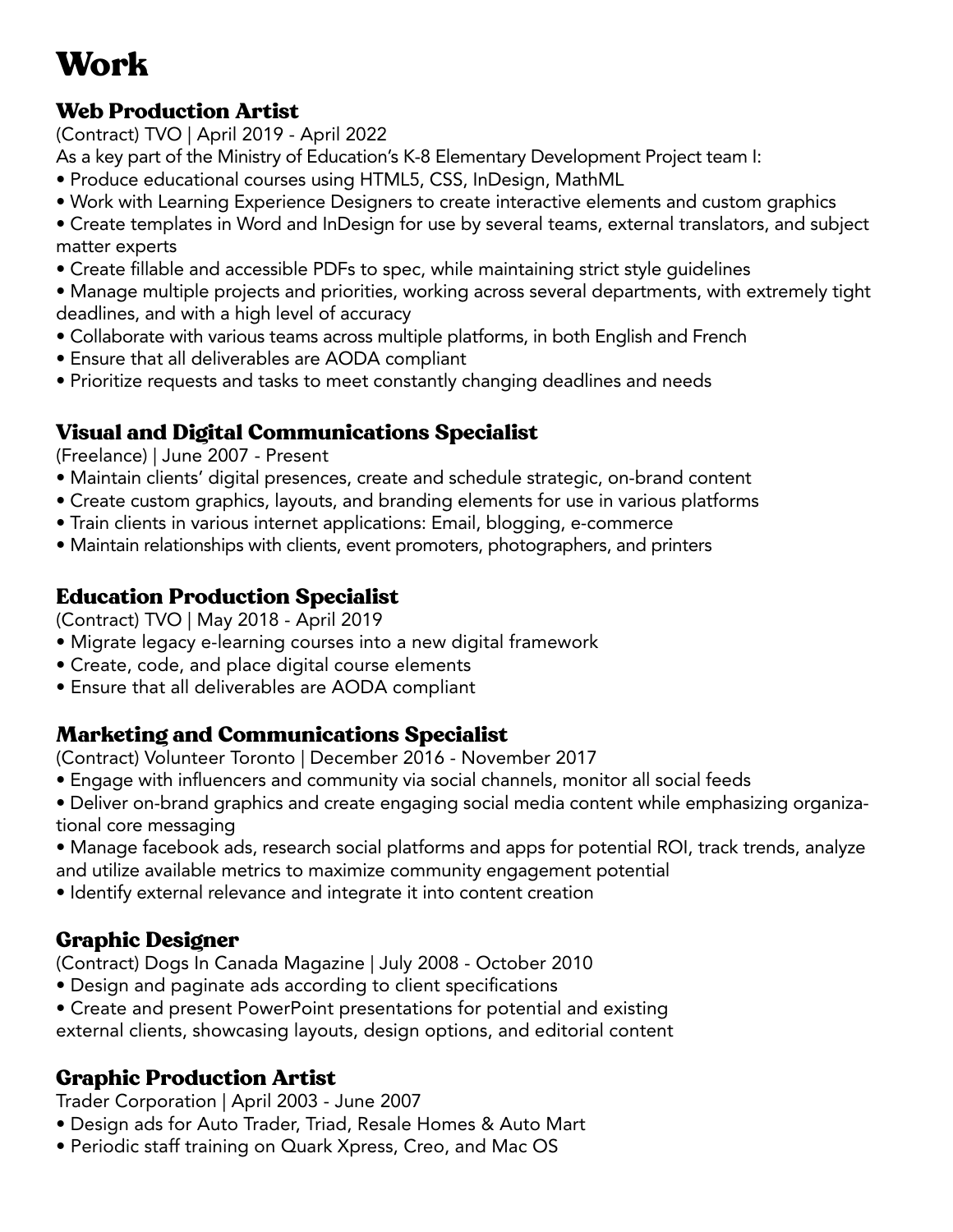# Work

### Web Production Artist

(Contract) TVO | April 2019 - April 2022

As a key part of the Ministry of Education's K-8 Elementary Development Project team I:

- Produce educational courses using HTML5, CSS, InDesign, MathML
- Work with Learning Experience Designers to create interactive elements and custom graphics
- Create templates in Word and InDesign for use by several teams, external translators, and subject matter experts
- Create fillable and accessible PDFs to spec, while maintaining strict style guidelines
- Manage multiple projects and priorities, working across several departments, with extremely tight deadlines, and with a high level of accuracy
- Collaborate with various teams across multiple platforms, in both English and French
- Ensure that all deliverables are AODA compliant
- Prioritize requests and tasks to meet constantly changing deadlines and needs

### Visual and Digital Communications Specialist

(Freelance) | June 2007 - Present

- Maintain clients' digital presences, create and schedule strategic, on-brand content
- Create custom graphics, layouts, and branding elements for use in various platforms
- Train clients in various internet applications: Email, blogging, e-commerce
- Maintain relationships with clients, event promoters, photographers, and printers

### Education Production Specialist

(Contract) TVO | May 2018 - April 2019

- Migrate legacy e-learning courses into a new digital framework
- Create, code, and place digital course elements
- Ensure that all deliverables are AODA compliant

### Marketing and Communications Specialist

(Contract) Volunteer Toronto | December 2016 - November 2017

- Engage with influencers and community via social channels, monitor all social feeds
- Deliver on-brand graphics and create engaging social media content while emphasizing organizational core messaging
- Manage facebook ads, research social platforms and apps for potential ROI, track trends, analyze and utilize available metrics to maximize community engagement potential
- Identify external relevance and integrate it into content creation

### Graphic Designer

(Contract) Dogs In Canada Magazine | July 2008 - October 2010

- Design and paginate ads according to client specifications
- Create and present PowerPoint presentations for potential and existing external clients, showcasing layouts, design options, and editorial content

### Graphic Production Artist

Trader Corporation | April 2003 - June 2007

- Design ads for Auto Trader, Triad, Resale Homes & Auto Mart
- Periodic staff training on Quark Xpress, Creo, and Mac OS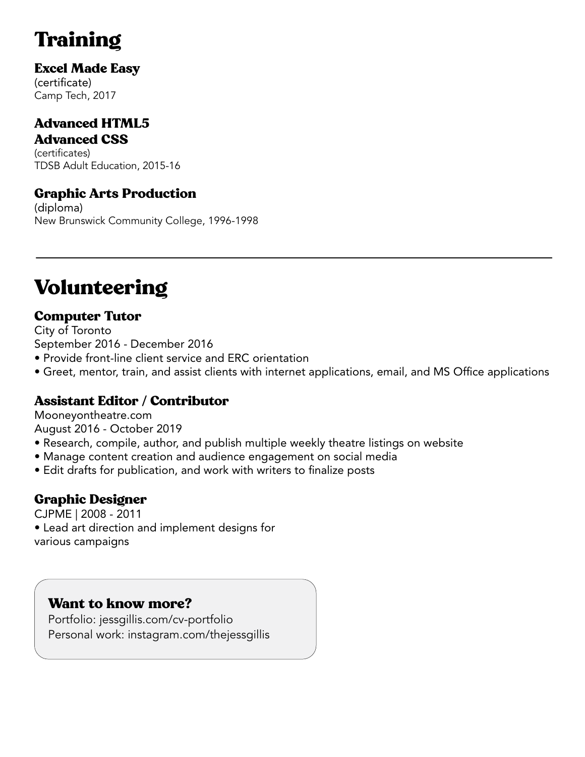# Training

### Excel Made Easy
(certificate)
Camp Tech, 2017

### Advanced HTML5
### Advanced CSS
(certificates)
TDSB Adult Education, 2015-16

### Graphic Arts Production
(diploma)
New Brunswick Community College, 1996-1998

---

# Volunteering

### Computer Tutor
City of Toronto
September 2016 - December 2016
- Provide front-line client service and ERC orientation
- Greet, mentor, train, and assist clients with internet applications, email, and MS Office applications

### Assistant Editor / Contributor
Mooneyontheatre.com
August 2016 - October 2019
- Research, compile, author, and publish multiple weekly theatre listings on website
- Manage content creation and audience engagement on social media
- Edit drafts for publication, and work with writers to finalize posts

### Graphic Designer
CJPME | 2008 - 2011
- Lead art direction and implement designs for various campaigns

### Want to know more?
Portfolio: jessgillis.com/cv-portfolio
Personal work: instagram.com/thejessgillis